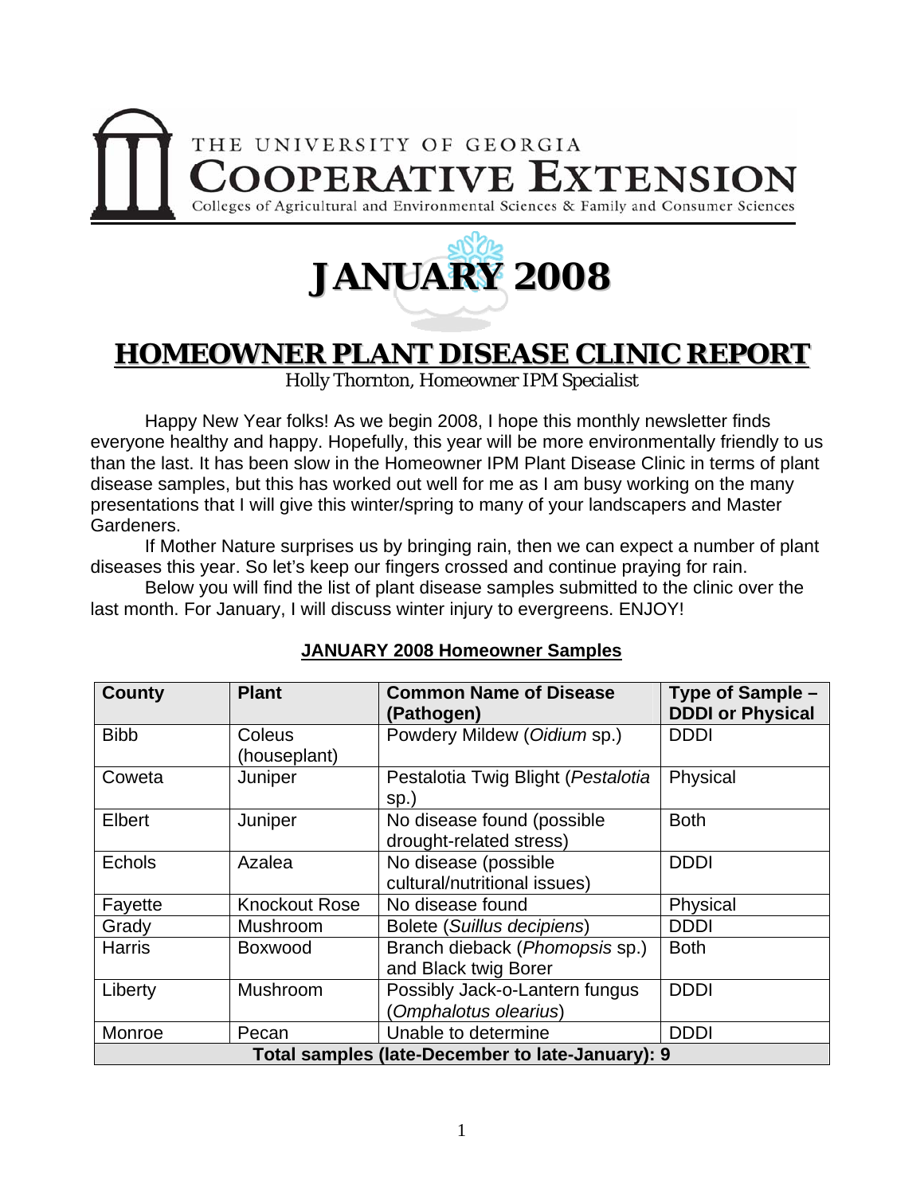THE UNIVERSITY OF GEORGIA
**COOPERATIVE EXTENSION**
Colleges of Agricultural and Environmental Sciences & Family and Consumer Sciences

# JANUARY 2008

## HOMEOWNER PLANT DISEASE CLINIC REPORT

Holly Thornton, Homeowner IPM Specialist

Happy New Year folks! As we begin 2008, I hope this monthly newsletter finds everyone healthy and happy. Hopefully, this year will be more environmentally friendly to us than the last. It has been slow in the Homeowner IPM Plant Disease Clinic in terms of plant disease samples, but this has worked out well for me as I am busy working on the many presentations that I will give this winter/spring to many of your landscapers and Master Gardeners.

If Mother Nature surprises us by bringing rain, then we can expect a number of plant diseases this year. So let's keep our fingers crossed and continue praying for rain.

Below you will find the list of plant disease samples submitted to the clinic over the last month. For January, I will discuss winter injury to evergreens. ENJOY!

**JANUARY 2008 Homeowner Samples**

| County | Plant | Common Name of Disease (Pathogen) | Type of Sample – DDDI or Physical |
|---|---|---|---|
| Bibb | Coleus (houseplant) | Powdery Mildew (*Oidium* sp.) | DDDI |
| Coweta | Juniper | Pestalotia Twig Blight (*Pestalotia* sp.) | Physical |
| Elbert | Juniper | No disease found (possible drought-related stress) | Both |
| Echols | Azalea | No disease (possible cultural/nutritional issues) | DDDI |
| Fayette | Knockout Rose | No disease found | Physical |
| Grady | Mushroom | Bolete (*Suillus decipiens*) | DDDI |
| Harris | Boxwood | Branch dieback (*Phomopsis* sp.) and Black twig Borer | Both |
| Liberty | Mushroom | Possibly Jack-o-Lantern fungus (*Omphalotus olearius*) | DDDI |
| Monroe | Pecan | Unable to determine | DDDI |
| **Total samples (late-December to late-January): 9** | | | |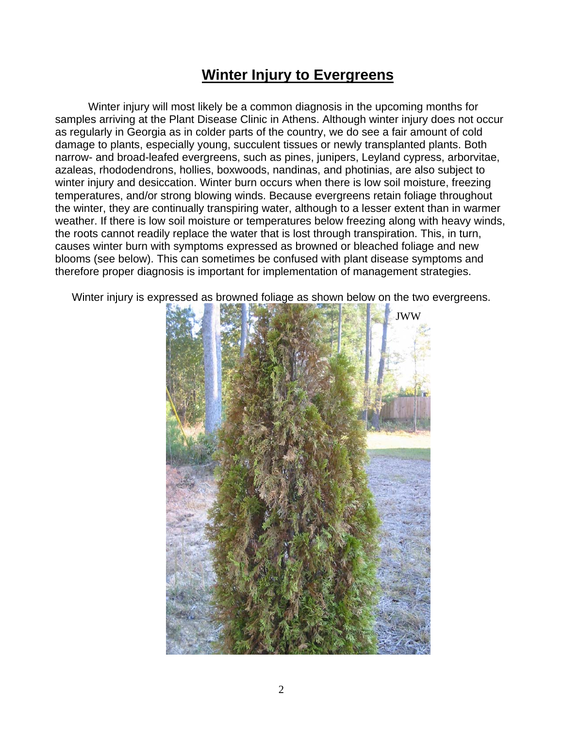# Winter Injury to Evergreens

Winter injury will most likely be a common diagnosis in the upcoming months for samples arriving at the Plant Disease Clinic in Athens. Although winter injury does not occur as regularly in Georgia as in colder parts of the country, we do see a fair amount of cold damage to plants, especially young, succulent tissues or newly transplanted plants. Both narrow- and broad-leafed evergreens, such as pines, junipers, Leyland cypress, arborvitae, azaleas, rhododendrons, hollies, boxwoods, nandinas, and photinias, are also subject to winter injury and desiccation. Winter burn occurs when there is low soil moisture, freezing temperatures, and/or strong blowing winds. Because evergreens retain foliage throughout the winter, they are continually transpiring water, although to a lesser extent than in warmer weather. If there is low soil moisture or temperatures below freezing along with heavy winds, the roots cannot readily replace the water that is lost through transpiration. This, in turn, causes winter burn with symptoms expressed as browned or bleached foliage and new blooms (see below). This can sometimes be confused with plant disease symptoms and therefore proper diagnosis is important for implementation of management strategies.

Winter injury is expressed as browned foliage as shown below on the two evergreens.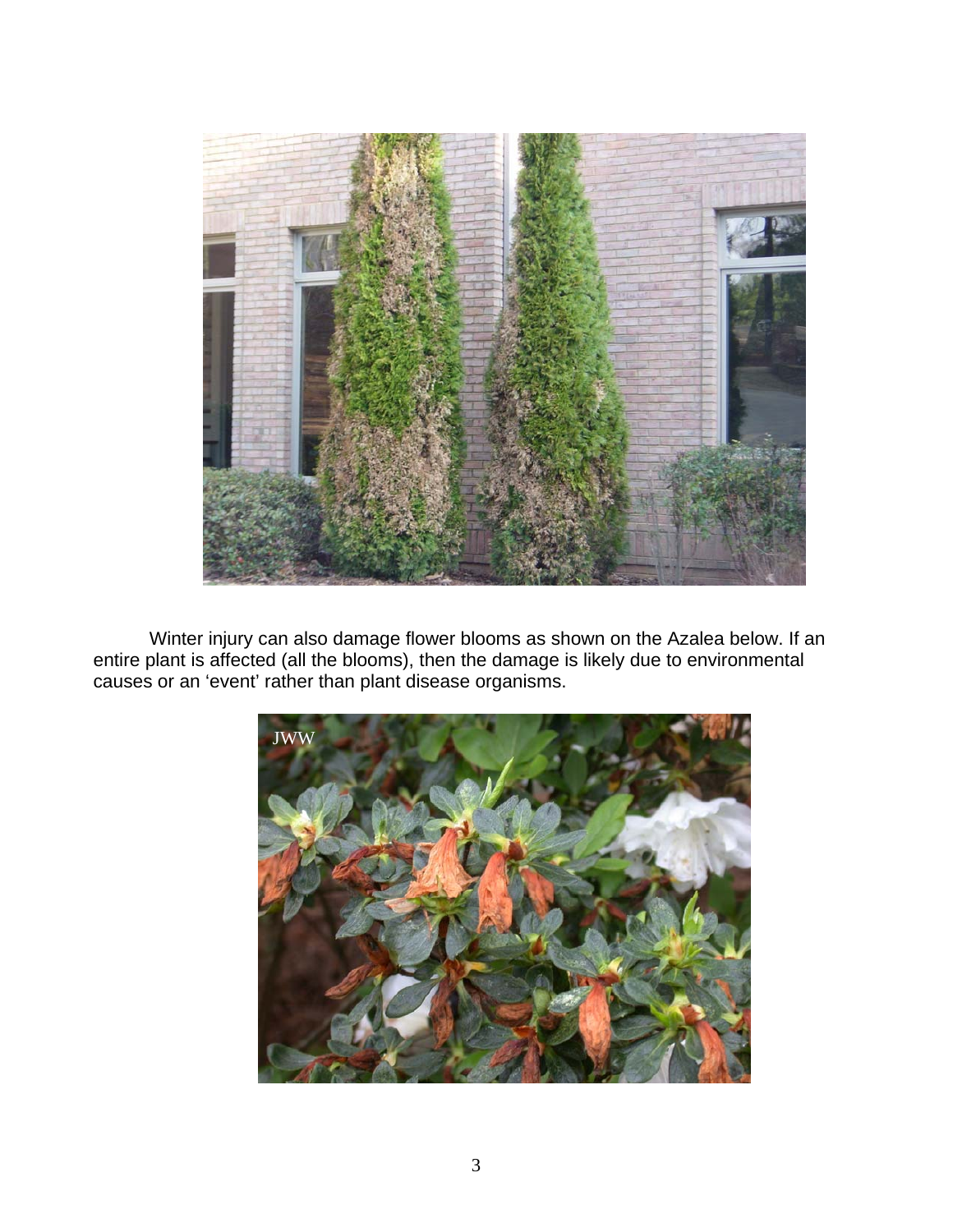Winter injury can also damage flower blooms as shown on the Azalea below. If an entire plant is affected (all the blooms), then the damage is likely due to environmental causes or an 'event' rather than plant disease organisms.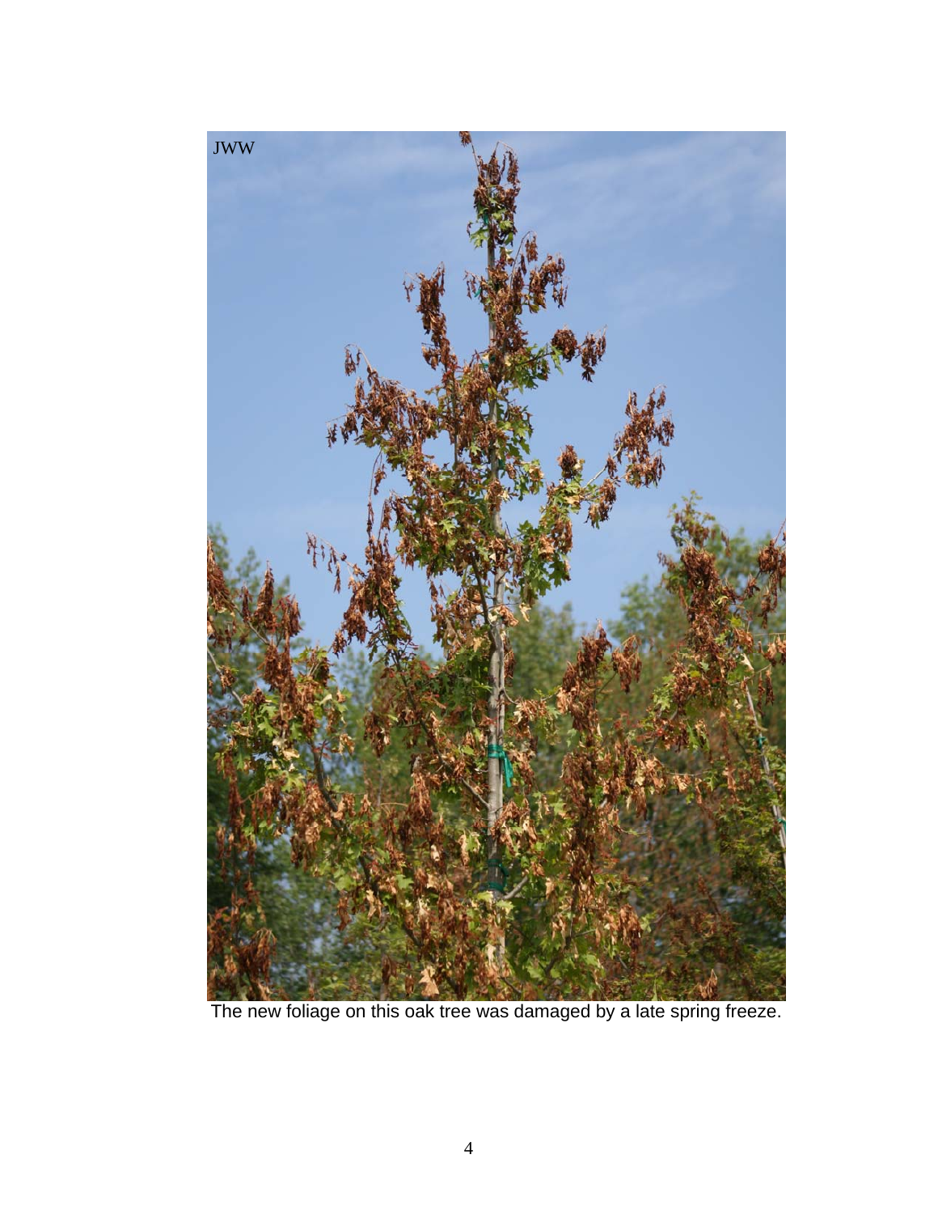The new foliage on this oak tree was damaged by a late spring freeze.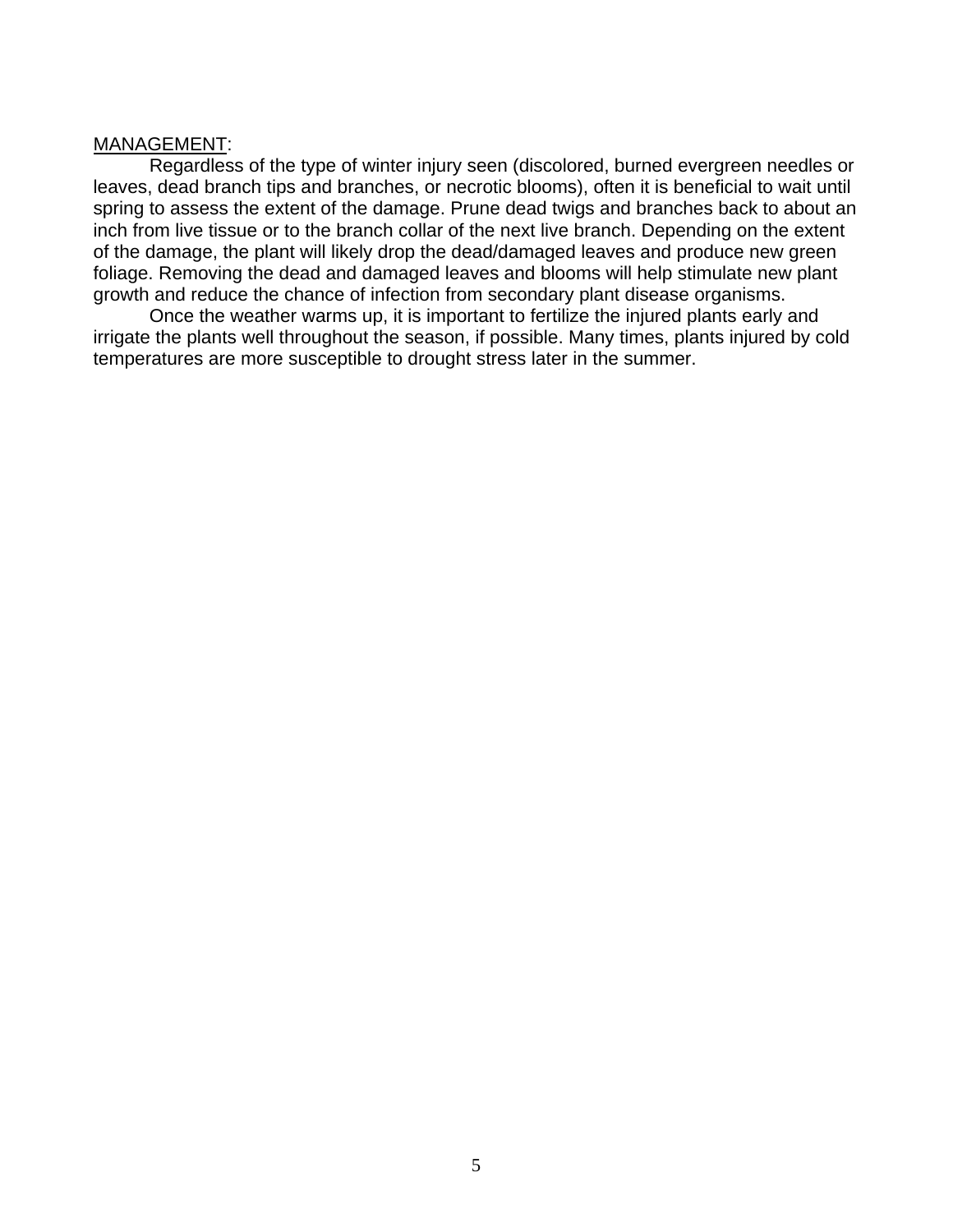MANAGEMENT:

Regardless of the type of winter injury seen (discolored, burned evergreen needles or leaves, dead branch tips and branches, or necrotic blooms), often it is beneficial to wait until spring to assess the extent of the damage. Prune dead twigs and branches back to about an inch from live tissue or to the branch collar of the next live branch. Depending on the extent of the damage, the plant will likely drop the dead/damaged leaves and produce new green foliage. Removing the dead and damaged leaves and blooms will help stimulate new plant growth and reduce the chance of infection from secondary plant disease organisms.

Once the weather warms up, it is important to fertilize the injured plants early and irrigate the plants well throughout the season, if possible. Many times, plants injured by cold temperatures are more susceptible to drought stress later in the summer.